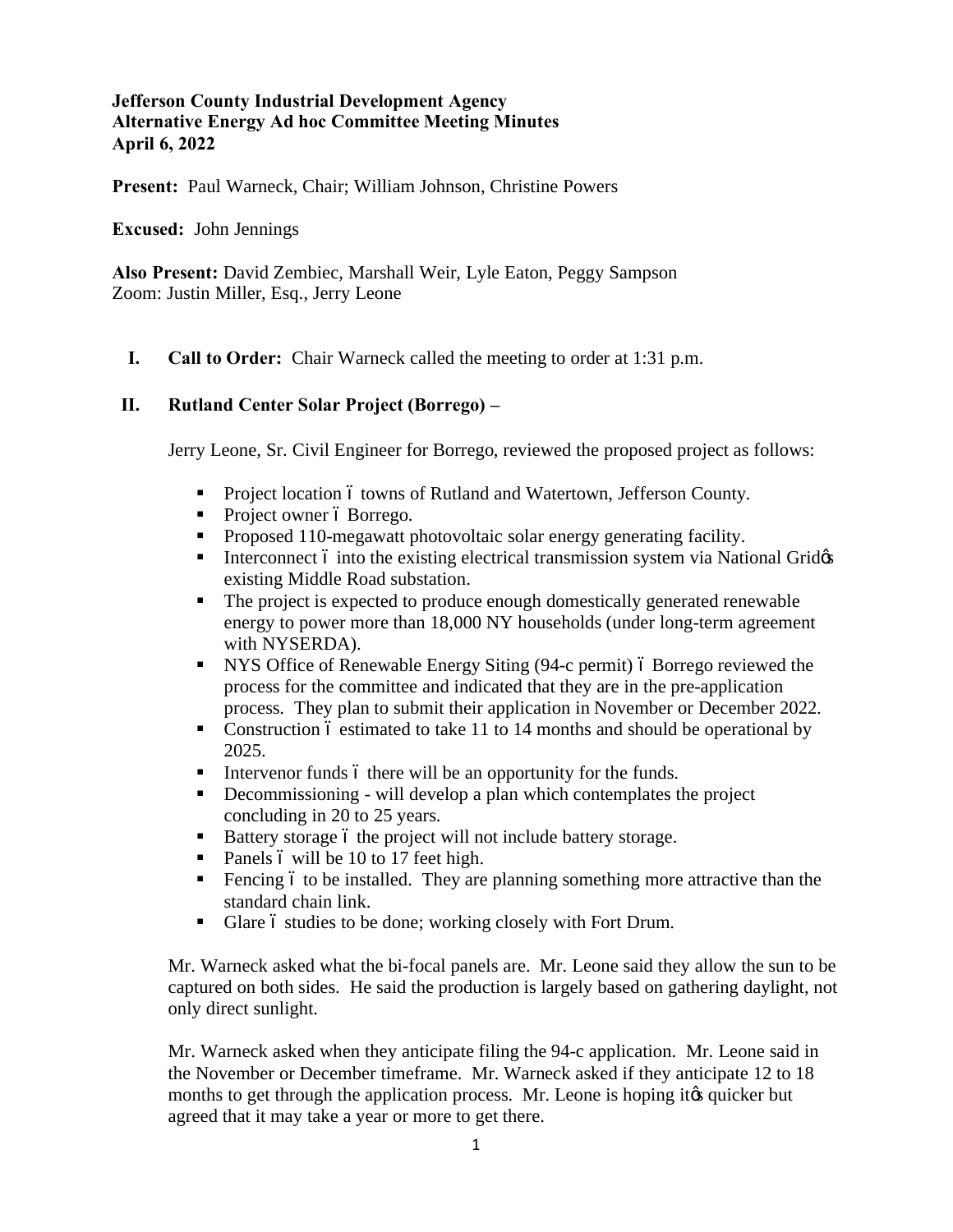**Jefferson County Industrial Development Agency**
**Alternative Energy Ad hoc Committee Meeting Minutes**
**April 6, 2022**

**Present:** Paul Warneck, Chair; William Johnson, Christine Powers

**Excused:** John Jennings

**Also Present:** David Zembiec, Marshall Weir, Lyle Eaton, Peggy Sampson
Zoom: Justin Miller, Esq., Jerry Leone

## I. Call to Order:

Chair Warneck called the meeting to order at 1:31 p.m.

## II. Rutland Center Solar Project (Borrego) –

Jerry Leone, Sr. Civil Engineer for Borrego, reviewed the proposed project as follows:

- Project location – towns of Rutland and Watertown, Jefferson County.
- Project owner – Borrego.
- Proposed 110-megawatt photovoltaic solar energy generating facility.
- Interconnect – into the existing electrical transmission system via National Grid's existing Middle Road substation.
- The project is expected to produce enough domestically generated renewable energy to power more than 18,000 NY households (under long-term agreement with NYSERDA).
- NYS Office of Renewable Energy Siting (94-c permit) – Borrego reviewed the process for the committee and indicated that they are in the pre-application process. They plan to submit their application in November or December 2022.
- Construction – estimated to take 11 to 14 months and should be operational by 2025.
- Intervenor funds – there will be an opportunity for the funds.
- Decommissioning - will develop a plan which contemplates the project concluding in 20 to 25 years.
- Battery storage – the project will not include battery storage.
- Panels – will be 10 to 17 feet high.
- Fencing – to be installed. They are planning something more attractive than the standard chain link.
- Glare – studies to be done; working closely with Fort Drum.

Mr. Warneck asked what the bi-focal panels are. Mr. Leone said they allow the sun to be captured on both sides. He said the production is largely based on gathering daylight, not only direct sunlight.

Mr. Warneck asked when they anticipate filing the 94-c application. Mr. Leone said in the November or December timeframe. Mr. Warneck asked if they anticipate 12 to 18 months to get through the application process. Mr. Leone is hoping it's quicker but agreed that it may take a year or more to get there.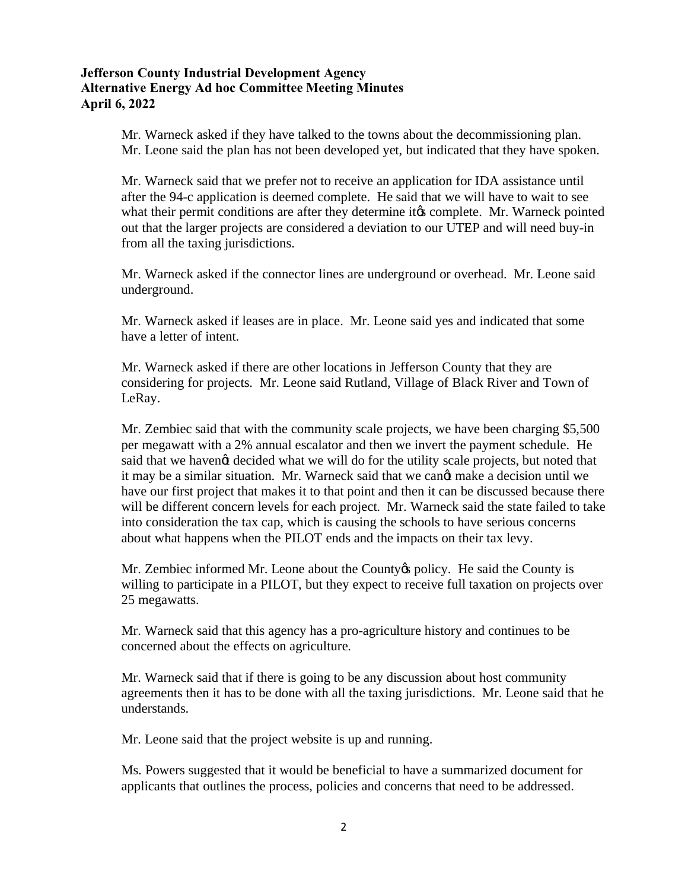Mr. Warneck asked if they have talked to the towns about the decommissioning plan. Mr. Leone said the plan has not been developed yet, but indicated that they have spoken.

Mr. Warneck said that we prefer not to receive an application for IDA assistance until after the 94-c application is deemed complete. He said that we will have to wait to see what their permit conditions are after they determine it's complete. Mr. Warneck pointed out that the larger projects are considered a deviation to our UTEP and will need buy-in from all the taxing jurisdictions.

Mr. Warneck asked if the connector lines are underground or overhead. Mr. Leone said underground.

Mr. Warneck asked if leases are in place. Mr. Leone said yes and indicated that some have a letter of intent.

Mr. Warneck asked if there are other locations in Jefferson County that they are considering for projects. Mr. Leone said Rutland, Village of Black River and Town of LeRay.

Mr. Zembiec said that with the community scale projects, we have been charging $5,500 per megawatt with a 2% annual escalator and then we invert the payment schedule. He said that we haven't decided what we will do for the utility scale projects, but noted that it may be a similar situation. Mr. Warneck said that we can't make a decision until we have our first project that makes it to that point and then it can be discussed because there will be different concern levels for each project. Mr. Warneck said the state failed to take into consideration the tax cap, which is causing the schools to have serious concerns about what happens when the PILOT ends and the impacts on their tax levy.

Mr. Zembiec informed Mr. Leone about the County's policy. He said the County is willing to participate in a PILOT, but they expect to receive full taxation on projects over 25 megawatts.

Mr. Warneck said that this agency has a pro-agriculture history and continues to be concerned about the effects on agriculture.

Mr. Warneck said that if there is going to be any discussion about host community agreements then it has to be done with all the taxing jurisdictions. Mr. Leone said that he understands.

Mr. Leone said that the project website is up and running.

Ms. Powers suggested that it would be beneficial to have a summarized document for applicants that outlines the process, policies and concerns that need to be addressed.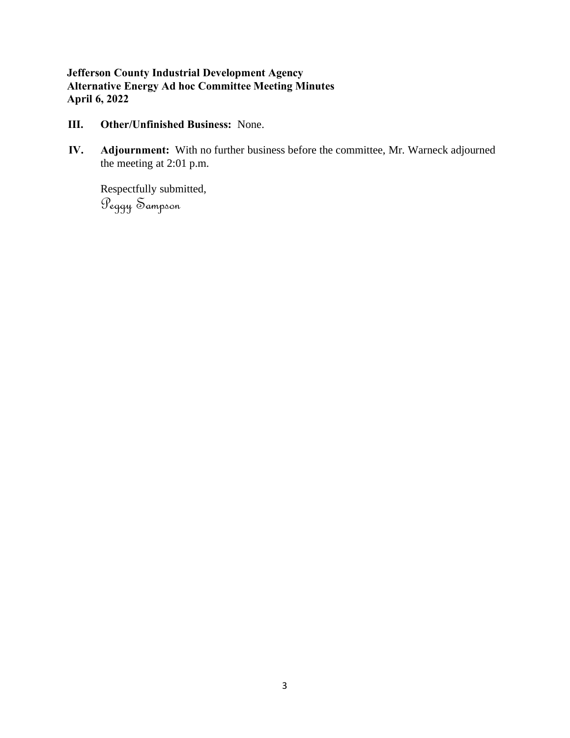**Jefferson County Industrial Development Agency**
**Alternative Energy Ad hoc Committee Meeting Minutes**
**April 6, 2022**

**III. Other/Unfinished Business:** None.

**IV. Adjournment:** With no further business before the committee, Mr. Warneck adjourned the meeting at 2:01 p.m.

Respectfully submitted,
Peggy Sampson